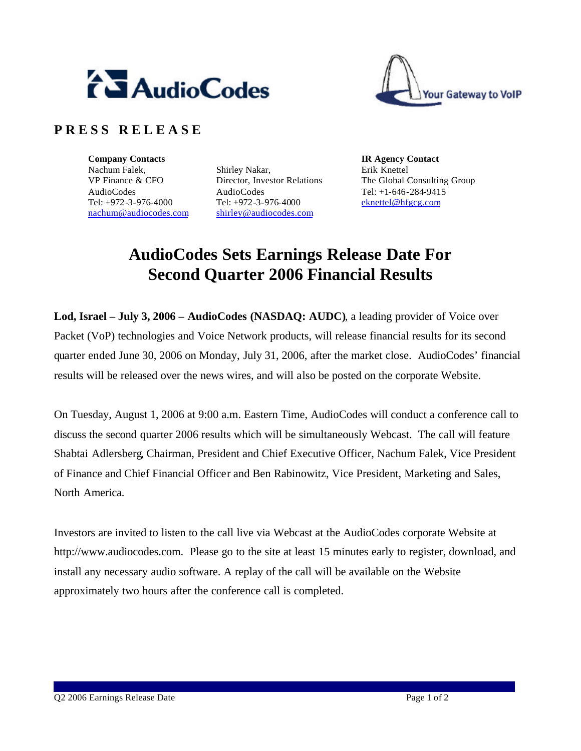**PRESS RELEASE**

**Company Contacts**
Nachum Falek,
VP Finance & CFO
AudioCodes
Tel: +972-3-976-4000
nachum@audiocodes.com

Shirley Nakar,
Director, Investor Relations
AudioCodes
Tel: +972-3-976-4000
shirley@audiocodes.com

**IR Agency Contact**
Erik Knettel
The Global Consulting Group
Tel: +1-646-284-9415
eknettel@hfgcg.com

# AudioCodes Sets Earnings Release Date For Second Quarter 2006 Financial Results

**Lod, Israel – July 3, 2006 – AudioCodes (NASDAQ: AUDC)**, a leading provider of Voice over Packet (VoP) technologies and Voice Network products, will release financial results for its second quarter ended June 30, 2006 on Monday, July 31, 2006, after the market close. AudioCodes' financial results will be released over the news wires, and will also be posted on the corporate Website.

On Tuesday, August 1, 2006 at 9:00 a.m. Eastern Time, AudioCodes will conduct a conference call to discuss the second quarter 2006 results which will be simultaneously Webcast. The call will feature Shabtai Adlersberg, Chairman, President and Chief Executive Officer, Nachum Falek, Vice President of Finance and Chief Financial Officer and Ben Rabinowitz, Vice President, Marketing and Sales, North America.

Investors are invited to listen to the call live via Webcast at the AudioCodes corporate Website at http://www.audiocodes.com. Please go to the site at least 15 minutes early to register, download, and install any necessary audio software. A replay of the call will be available on the Website approximately two hours after the conference call is completed.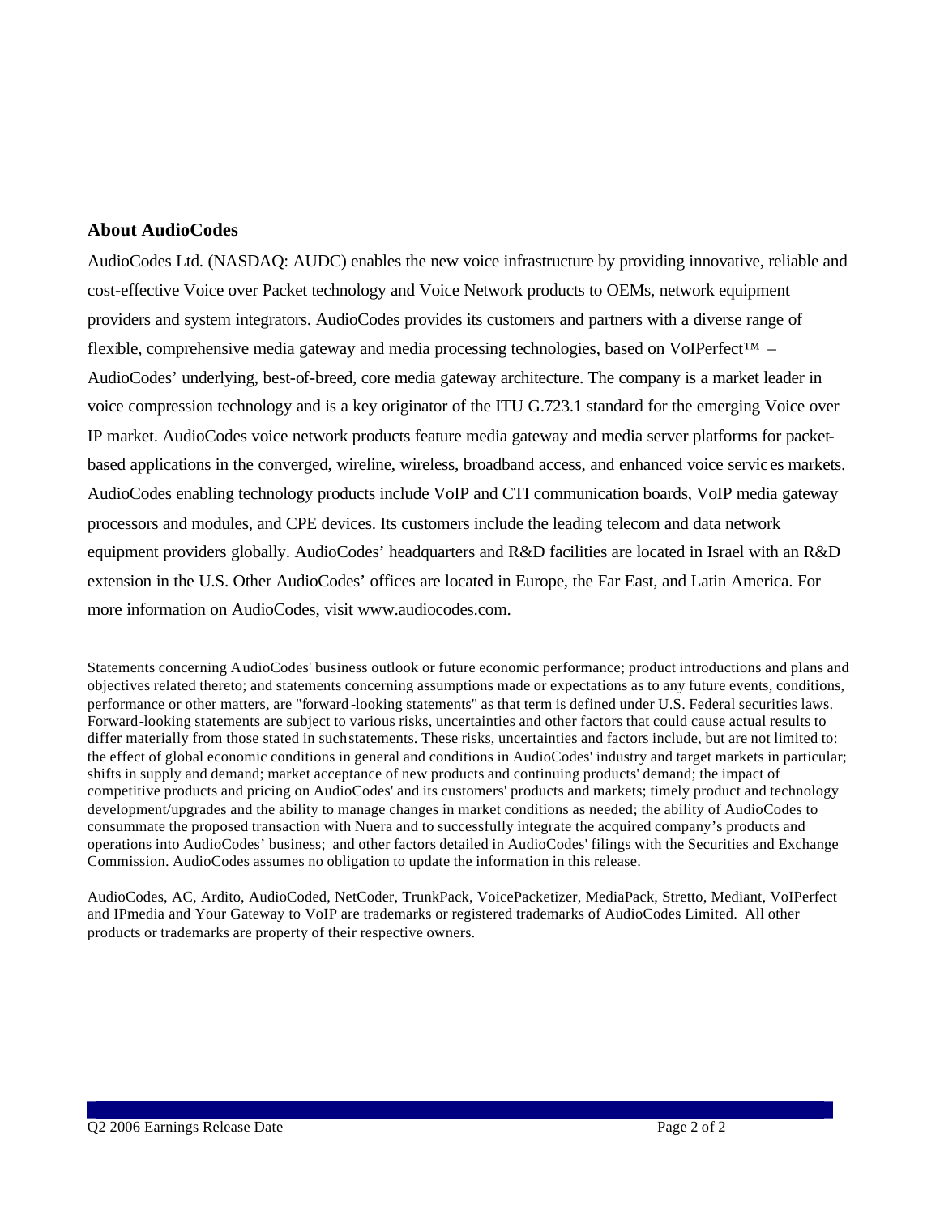## About AudioCodes

AudioCodes Ltd. (NASDAQ: AUDC) enables the new voice infrastructure by providing innovative, reliable and cost-effective Voice over Packet technology and Voice Network products to OEMs, network equipment providers and system integrators. AudioCodes provides its customers and partners with a diverse range of flexible, comprehensive media gateway and media processing technologies, based on VoIPerfect™ – AudioCodes' underlying, best-of-breed, core media gateway architecture. The company is a market leader in voice compression technology and is a key originator of the ITU G.723.1 standard for the emerging Voice over IP market. AudioCodes voice network products feature media gateway and media server platforms for packet-based applications in the converged, wireline, wireless, broadband access, and enhanced voice services markets. AudioCodes enabling technology products include VoIP and CTI communication boards, VoIP media gateway processors and modules, and CPE devices. Its customers include the leading telecom and data network equipment providers globally. AudioCodes' headquarters and R&D facilities are located in Israel with an R&D extension in the U.S. Other AudioCodes' offices are located in Europe, the Far East, and Latin America. For more information on AudioCodes, visit www.audiocodes.com.

Statements concerning AudioCodes' business outlook or future economic performance; product introductions and plans and objectives related thereto; and statements concerning assumptions made or expectations as to any future events, conditions, performance or other matters, are "forward-looking statements" as that term is defined under U.S. Federal securities laws. Forward-looking statements are subject to various risks, uncertainties and other factors that could cause actual results to differ materially from those stated in such statements. These risks, uncertainties and factors include, but are not limited to: the effect of global economic conditions in general and conditions in AudioCodes' industry and target markets in particular; shifts in supply and demand; market acceptance of new products and continuing products' demand; the impact of competitive products and pricing on AudioCodes' and its customers' products and markets; timely product and technology development/upgrades and the ability to manage changes in market conditions as needed; the ability of AudioCodes to consummate the proposed transaction with Nuera and to successfully integrate the acquired company's products and operations into AudioCodes' business; and other factors detailed in AudioCodes' filings with the Securities and Exchange Commission. AudioCodes assumes no obligation to update the information in this release.

AudioCodes, AC, Ardito, AudioCoded, NetCoder, TrunkPack, VoicePacketizer, MediaPack, Stretto, Mediant, VoIPerfect and IPmedia and Your Gateway to VoIP are trademarks or registered trademarks of AudioCodes Limited. All other products or trademarks are property of their respective owners.